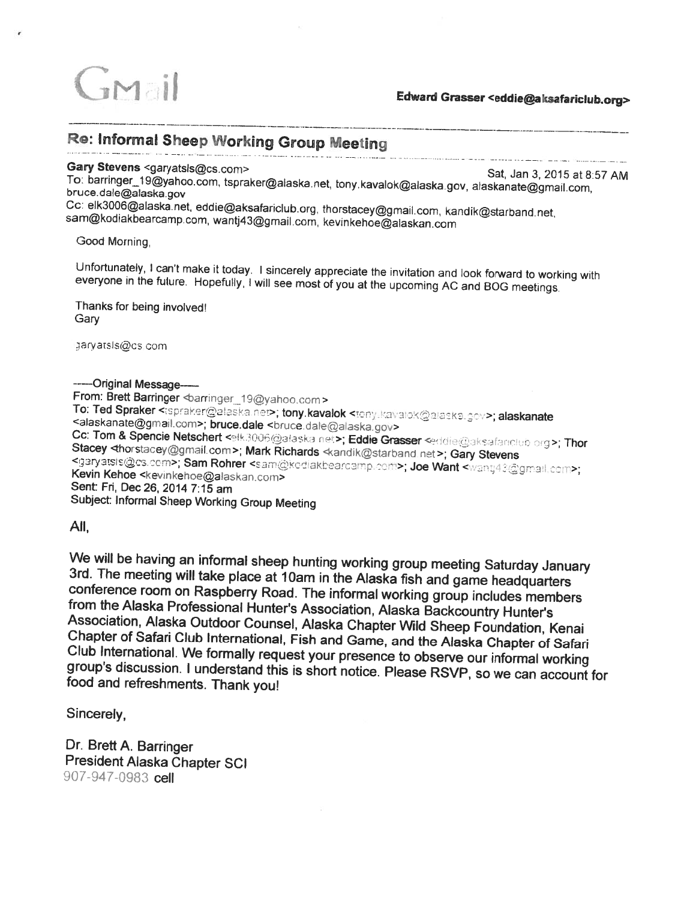GMail

**Edward Grasser <eddie@aksafariclub.org>**

---

## Re: Informal Sheep Working Group Meeting

**Gary Stevens** <garyatsls@cs.com> Sat, Jan 3, 2015 at 8:57 AM
To: barringer_19@yahoo.com, tspraker@alaska.net, tony.kavalok@alaska.gov, alaskanate@gmail.com, bruce.dale@alaska.gov
Cc: elk3006@alaska.net, eddie@aksafariclub.org, thorstacey@gmail.com, kandik@starband.net, sam@kodiakbearcamp.com, wantj43@gmail.com, kevinkehoe@alaskan.com

Good Morning,

Unfortunately, I can't make it today. I sincerely appreciate the invitation and look forward to working with everyone in the future. Hopefully, I will see most of you at the upcoming AC and BOG meetings.

Thanks for being involved!
Gary

garyatsls@cs.com

-----Original Message-----
From: Brett Barringer <barringer_19@yahoo.com>
To: Ted Spraker <tspraker@alaska.net>; tony.kavalok <tony.kavalok@alaska.gov>; alaskanate <alaskanate@gmail.com>; bruce.dale <bruce.dale@alaska.gov>
Cc: Tom & Spencie Netschert <elk3006@alaska.net>; Eddie Grasser <eddie@aksafariclub.org>; Thor Stacey <thorstacey@gmail.com>; Mark Richards <kandik@starband.net>; Gary Stevens <garyatsls@cs.com>; Sam Rohrer <sam@kodiakbearcamp.com>; Joe Want <wantj43@gmail.com>; Kevin Kehoe <kevinkehoe@alaskan.com>
Sent: Fri, Dec 26, 2014 7:15 am
Subject: Informal Sheep Working Group Meeting

All,

We will be having an informal sheep hunting working group meeting Saturday January 3rd. The meeting will take place at 10am in the Alaska fish and game headquarters conference room on Raspberry Road. The informal working group includes members from the Alaska Professional Hunter's Association, Alaska Backcountry Hunter's Association, Alaska Outdoor Counsel, Alaska Chapter Wild Sheep Foundation, Kenai Chapter of Safari Club International, Fish and Game, and the Alaska Chapter of Safari Club International. We formally request your presence to observe our informal working group's discussion. I understand this is short notice. Please RSVP, so we can account for food and refreshments. Thank you!

Sincerely,

Dr. Brett A. Barringer
President Alaska Chapter SCI
907-947-0983 cell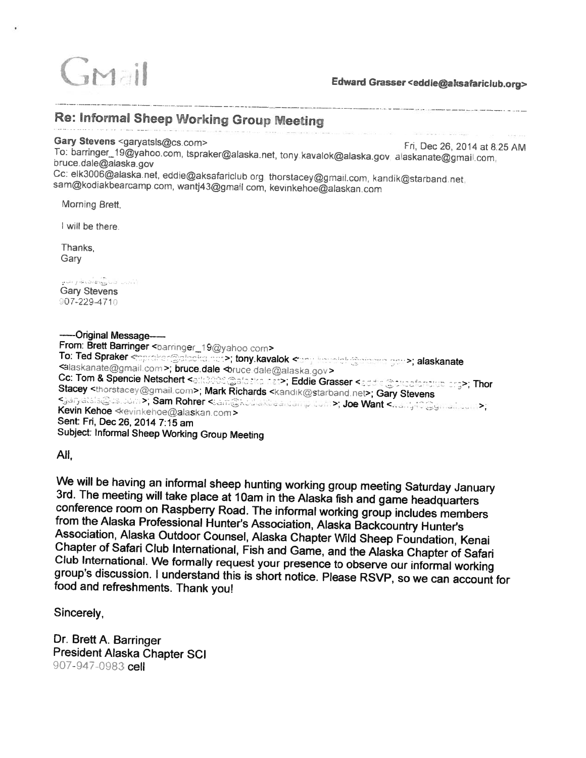Gmail

**Edward Grasser <eddie@aksafariclub.org>**

## Re: Informal Sheep Working Group Meeting

**Gary Stevens** <garyatsls@cs.com> Fri, Dec 26, 2014 at 8:25 AM
To: barringer_19@yahoo.com, tspraker@alaska.net, tony.kavalok@alaska.gov, alaskanate@gmail.com, bruce.dale@alaska.gov
Cc: elk3006@alaska.net, eddie@aksafariclub.org, thorstacey@gmail.com, kandik@starband.net, sam@kodiakbearcamp.com, wantj43@gmail.com, kevinkehoe@alaskan.com

Morning Brett,

I will be there.

Thanks,
Gary

garyatsls@cs.com
Gary Stevens
907-229-4710

-----Original Message-----
**From:** Brett Barringer <barringer_19@yahoo.com>
**To:** Ted Spraker <tspraker@alaska.net>; **tony.kavalok** <tony.kavalok@alaska.gov>; **alaskanate** <alaskanate@gmail.com>; **bruce.dale** <bruce.dale@alaska.gov>
**Cc:** Tom & Spencie Netschert <elk3006@alaska.net>; **Eddie Grasser** <eddie@aksafariclub.org>; **Thor Stacey** <thorstacey@gmail.com>; **Mark Richards** <kandik@starband.net>; **Gary Stevens** <garyatsls@cs.com>; **Sam Rohrer** <sam@kodiakbearcamp.com>; **Joe Want** <wantj43@gmail.com>; **Kevin Kehoe** <kevinkehoe@alaskan.com>
**Sent:** Fri, Dec 26, 2014 7:15 am
**Subject:** Informal Sheep Working Group Meeting

All,

We will be having an informal sheep hunting working group meeting Saturday January 3rd. The meeting will take place at 10am in the Alaska fish and game headquarters conference room on Raspberry Road. The informal working group includes members from the Alaska Professional Hunter's Association, Alaska Backcountry Hunter's Association, Alaska Outdoor Counsel, Alaska Chapter Wild Sheep Foundation, Kenai Chapter of Safari Club International, Fish and Game, and the Alaska Chapter of Safari Club International. We formally request your presence to observe our informal working group's discussion. I understand this is short notice. Please RSVP, so we can account for food and refreshments. Thank you!

Sincerely,

Dr. Brett A. Barringer
President Alaska Chapter SCI
907-947-0983 cell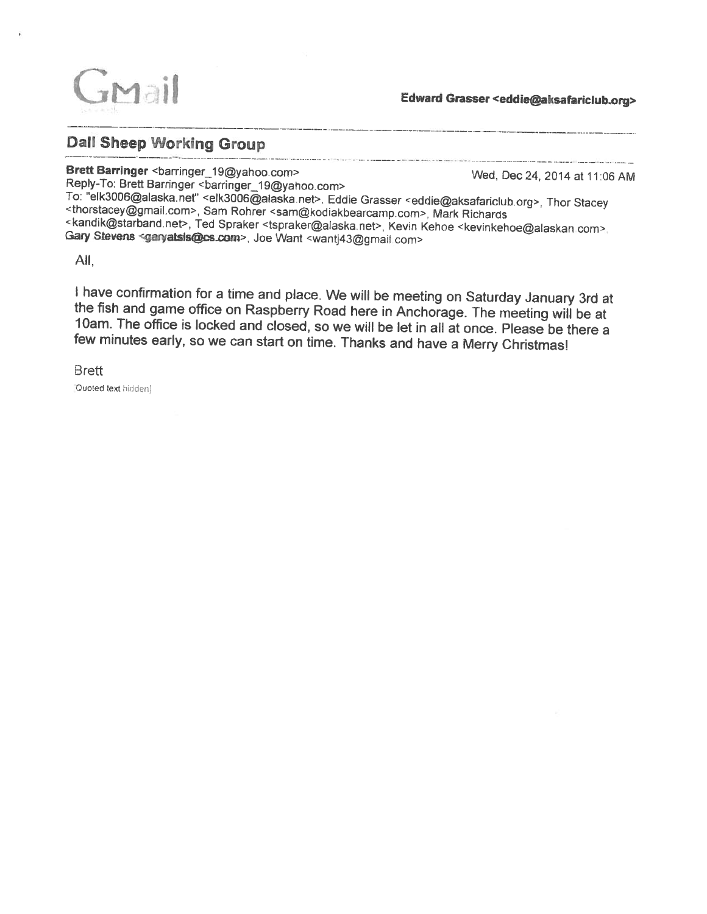Gmail

**Edward Grasser <eddie@aksafariclub.org>**

## Dall Sheep Working Group

**Brett Barringer** <barringer_19@yahoo.com> Wed, Dec 24, 2014 at 11:06 AM
Reply-To: Brett Barringer <barringer_19@yahoo.com>
To: "elk3006@alaska.net" <elk3006@alaska.net>, Eddie Grasser <eddie@aksafariclub.org>, Thor Stacey <thorstacey@gmail.com>, Sam Rohrer <sam@kodiakbearcamp.com>, Mark Richards <kandik@starband.net>, Ted Spraker <tspraker@alaska.net>, Kevin Kehoe <kevinkehoe@alaskan.com>, Gary Stevens <garyatsls@cs.com>, Joe Want <wantj43@gmail.com>

All,

I have confirmation for a time and place. We will be meeting on Saturday January 3rd at the fish and game office on Raspberry Road here in Anchorage. The meeting will be at 10am. The office is locked and closed, so we will be let in all at once. Please be there a few minutes early, so we can start on time. Thanks and have a Merry Christmas!

Brett

[Quoted text hidden]